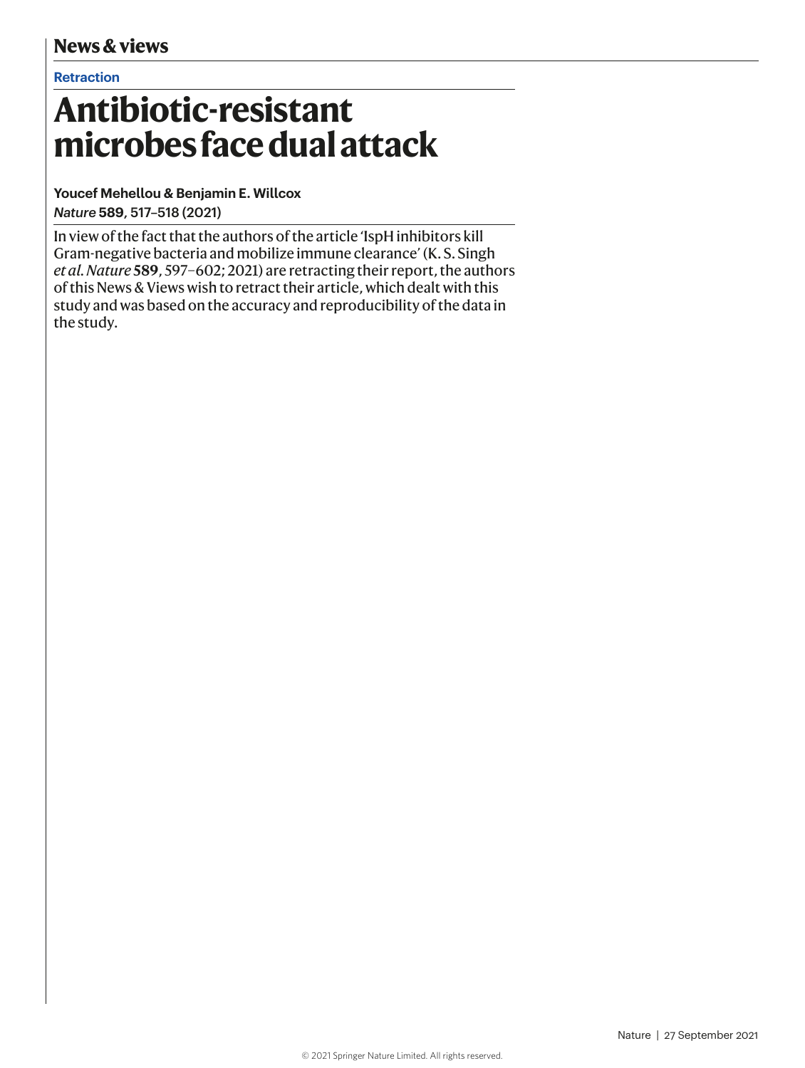News & views

Retraction

# Antibiotic-resistant microbes face dual attack

**Youcef Mehellou & Benjamin E. Willcox**

*Nature* **589**, 517–518 (2021)

In view of the fact that the authors of the article 'IspH inhibitors kill Gram-negative bacteria and mobilize immune clearance' (K. S. Singh *et al. Nature* **589**, 597–602; 2021) are retracting their report, the authors of this News & Views wish to retract their article, which dealt with this study and was based on the accuracy and reproducibility of the data in the study.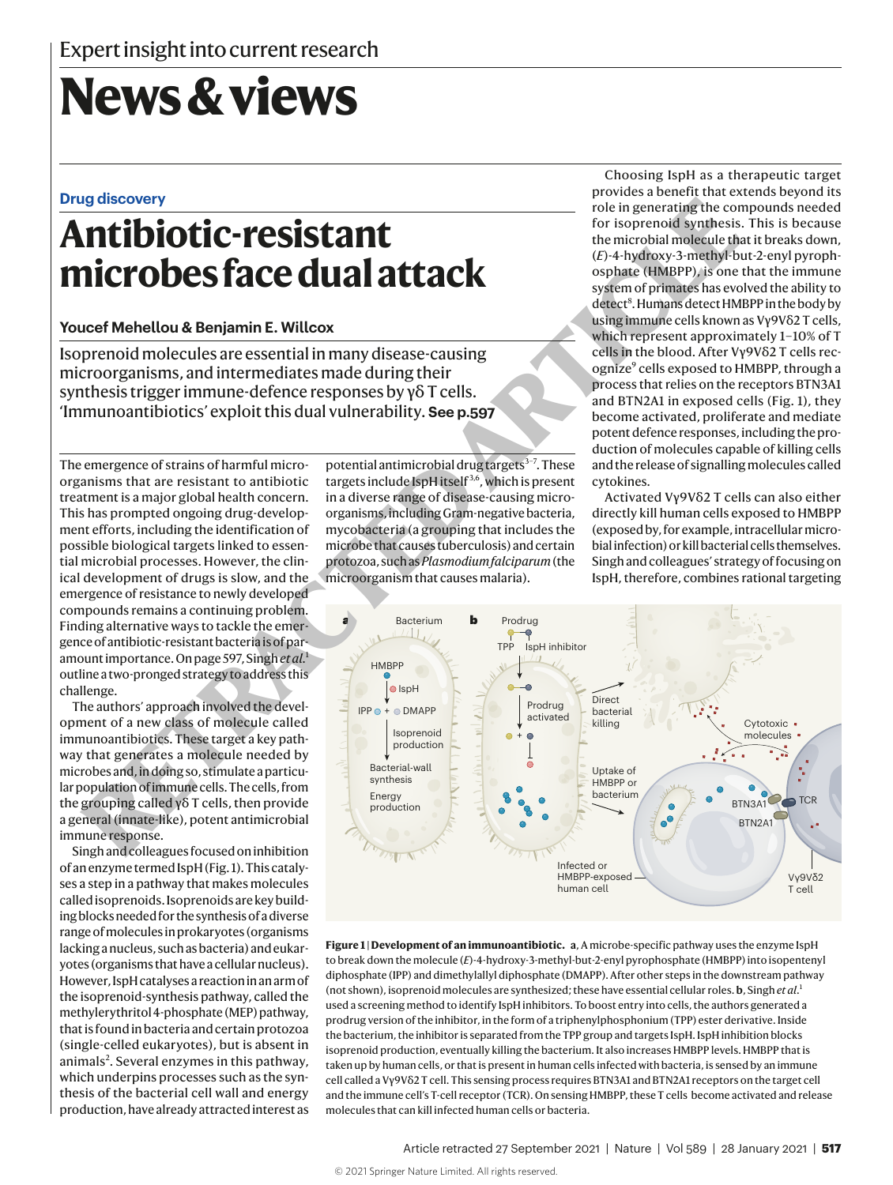Expert insight into current research

# News & views

**Drug discovery**

## Antibiotic-resistant microbes face dual attack

**Youcef Mehellou & Benjamin E. Willcox**

Isoprenoid molecules are essential in many disease-causing microorganisms, and intermediates made during their synthesis trigger immune-defence responses by γδ T cells. 'Immunoantibiotics' exploit this dual vulnerability. **See p.597**

The emergence of strains of harmful microorganisms that are resistant to antibiotic treatment is a major global health concern. This has prompted ongoing drug-development efforts, including the identification of possible biological targets linked to essential microbial processes. However, the clinical development of drugs is slow, and the emergence of resistance to newly developed compounds remains a continuing problem. Finding alternative ways to tackle the emergence of antibiotic-resistant bacteria is of paramount importance. On page 597, Singh *et al.*[1] outline a two-pronged strategy to address this challenge.

The authors' approach involved the development of a new class of molecule called immunoantibiotics. These target a key pathway that generates a molecule needed by microbes and, in doing so, stimulate a particular population of immune cells. The cells, from the grouping called γδ T cells, then provide a general (innate-like), potent antimicrobial immune response.

Singh and colleagues focused on inhibition of an enzyme termed IspH (Fig. 1). This catalyses a step in a pathway that makes molecules called isoprenoids. Isoprenoids are key building blocks needed for the synthesis of a diverse range of molecules in prokaryotes (organisms lacking a nucleus, such as bacteria) and eukaryotes (organisms that have a cellular nucleus). However, IspH catalyses a reaction in an arm of the isoprenoid-synthesis pathway, called the methylerythritol 4-phosphate (MEP) pathway, that is found in bacteria and certain protozoa (single-celled eukaryotes), but is absent in animals[2]. Several enzymes in this pathway, which underpins processes such as the synthesis of the bacterial cell wall and energy production, have already attracted interest as potential antimicrobial drug targets[3–7]. These targets include IspH itself[3,6], which is present in a diverse range of disease-causing microorganisms, including Gram-negative bacteria, mycobacteria (a grouping that includes the microbe that causes tuberculosis) and certain protozoa, such as *Plasmodium falciparum* (the microorganism that causes malaria).

Choosing IspH as a therapeutic target provides a benefit that extends beyond its role in generating the compounds needed for isoprenoid synthesis. This is because the microbial molecule that it breaks down, (*E*)-4-hydroxy-3-methyl-but-2-enyl pyrophosphate (HMBPP), is one that the immune system of primates has evolved the ability to detect[8]. Humans detect HMBPP in the body by using immune cells known as Vγ9Vδ2 T cells, which represent approximately 1–10% of T cells in the blood. After Vγ9Vδ2 T cells recognize[9] cells exposed to HMBPP, through a process that relies on the receptors BTN3A1 and BTN2A1 in exposed cells (Fig. 1), they become activated, proliferate and mediate potent defence responses, including the production of molecules capable of killing cells and the release of signalling molecules called cytokines.

Activated Vγ9Vδ2 T cells can also either directly kill human cells exposed to HMBPP (exposed by, for example, intracellular microbial infection) or kill bacterial cells themselves. Singh and colleagues' strategy of focusing on IspH, therefore, combines rational targeting

**Figure 1 | Development of an immunoantibiotic. a**, A microbe-specific pathway uses the enzyme IspH to break down the molecule (*E*)-4-hydroxy-3-methyl-but-2-enyl pyrophosphate (HMBPP) into isopentenyl diphosphate (IPP) and dimethylallyl diphosphate (DMAPP). After other steps in the downstream pathway (not shown), isoprenoid molecules are synthesized; these have essential cellular roles. **b**, Singh *et al.*[1] used a screening method to identify IspH inhibitors. To boost entry into cells, the authors generated a prodrug version of the inhibitor, in the form of a triphenylphosphonium (TPP) ester derivative. Inside the bacterium, the inhibitor is separated from the TPP group and targets IspH. IspH inhibition blocks isoprenoid production, eventually killing the bacterium. It also increases HMBPP levels. HMBPP that is taken up by human cells, or that is present in human cells infected with bacteria, is sensed by an immune cell called a Vγ9Vδ2 T cell. This sensing process requires BTN3A1 and BTN2A1 receptors on the target cell and the immune cell's T-cell receptor (TCR). On sensing HMBPP, these T cells become activated and release molecules that can kill infected human cells or bacteria.

Article retracted 27 September 2021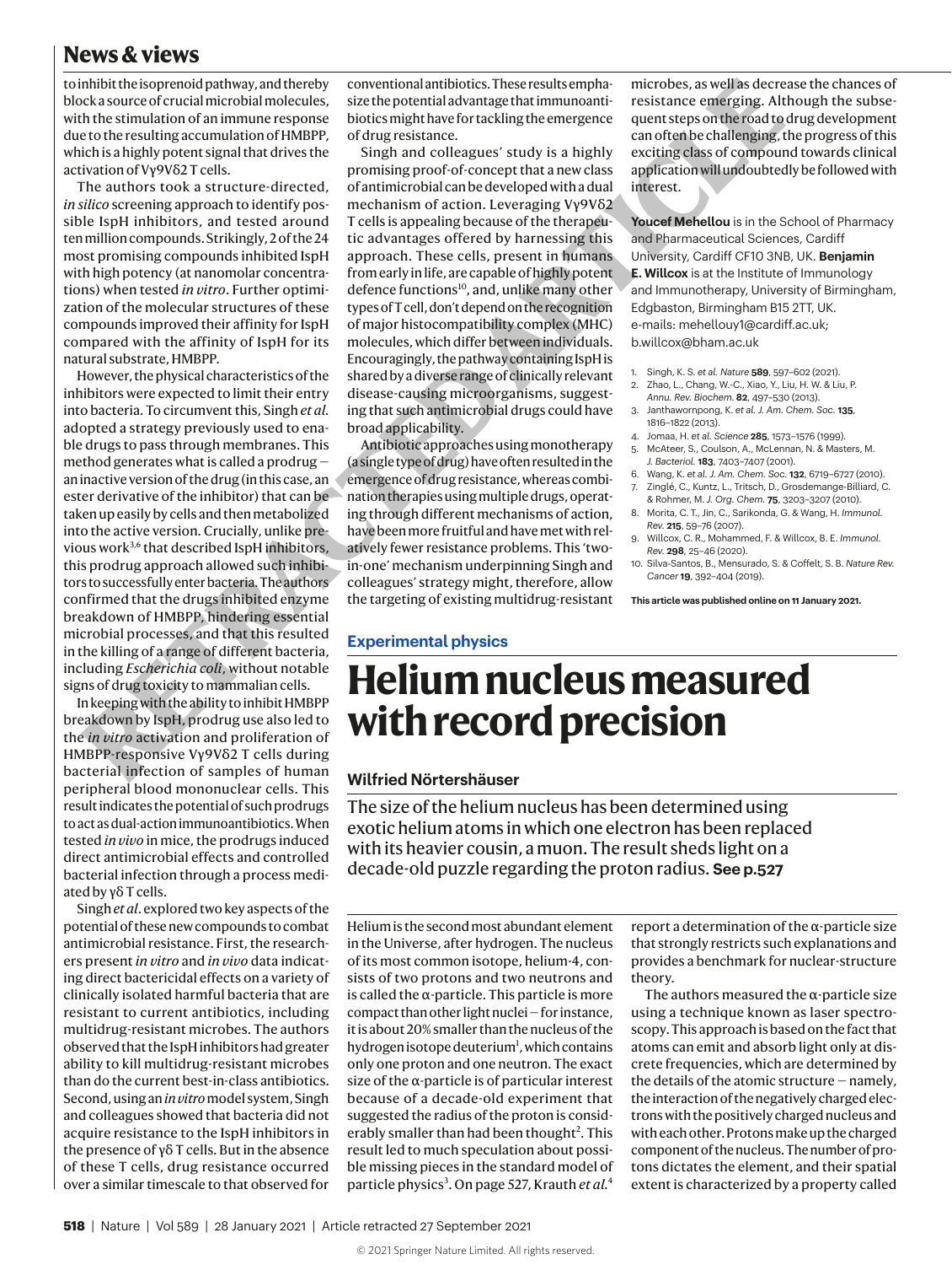to inhibit the isoprenoid pathway, and thereby block a source of crucial microbial molecules, with the stimulation of an immune response due to the resulting accumulation of HMBPP, which is a highly potent signal that drives the activation of Vγ9Vδ2 T cells.

The authors took a structure-directed, *in silico* screening approach to identify possible IspH inhibitors, and tested around ten million compounds. Strikingly, 2 of the 24 most promising compounds inhibited IspH with high potency (at nanomolar concentrations) when tested *in vitro*. Further optimization of the molecular structures of these compounds improved their affinity for IspH compared with the affinity of IspH for its natural substrate, HMBPP.

However, the physical characteristics of the inhibitors were expected to limit their entry into bacteria. To circumvent this, Singh *et al.* adopted a strategy previously used to enable drugs to pass through membranes. This method generates what is called a prodrug – an inactive version of the drug (in this case, an ester derivative of the inhibitor) that can be taken up easily by cells and then metabolized into the active version. Crucially, unlike previous work[3,6] that described IspH inhibitors, this prodrug approach allowed such inhibitors to successfully enter bacteria. The authors confirmed that the drugs inhibited enzyme breakdown of HMBPP, hindering essential microbial processes, and that this resulted in the killing of a range of different bacteria, including *Escherichia coli*, without notable signs of drug toxicity to mammalian cells.

In keeping with the ability to inhibit HMBPP breakdown by IspH, prodrug use also led to the *in vitro* activation and proliferation of HMBPP-responsive Vγ9Vδ2 T cells during bacterial infection of samples of human peripheral blood mononuclear cells. This result indicates the potential of such prodrugs to act as dual-action immunoantibiotics. When tested *in vivo* in mice, the prodrugs induced direct antimicrobial effects and controlled bacterial infection through a process mediated by γδ T cells.

Singh *et al.* explored two key aspects of the potential of these new compounds to combat antimicrobial resistance. First, the researchers present *in vitro* and *in vivo* data indicating direct bactericidal effects on a variety of clinically isolated harmful bacteria that are resistant to current antibiotics, including multidrug-resistant microbes. The authors observed that the IspH inhibitors had greater ability to kill multidrug-resistant microbes than do the current best-in-class antibiotics. Second, using an *in vitro* model system, Singh and colleagues showed that bacteria did not acquire resistance to the IspH inhibitors in the presence of γδ T cells. But in the absence of these T cells, drug resistance occurred over a similar timescale to that observed for conventional antibiotics. These results emphasize the potential advantage that immunoantibiotics might have for tackling the emergence of drug resistance.

Singh and colleagues' study is a highly promising proof-of-concept that a new class of antimicrobial can be developed with a dual mechanism of action. Leveraging Vγ9Vδ2 T cells is appealing because of the therapeutic advantages offered by harnessing this approach. These cells, present in humans from early in life, are capable of highly potent defence functions[10], and, unlike many other types of T cell, don't depend on the recognition of major histocompatibility complex (MHC) molecules, which differ between individuals. Encouragingly, the pathway containing IspH is shared by a diverse range of clinically relevant disease-causing microorganisms, suggesting that such antimicrobial drugs could have broad applicability.

Antibiotic approaches using monotherapy (a single type of drug) have often resulted in the emergence of drug resistance, whereas combination therapies using multiple drugs, operating through different mechanisms of action, have been more fruitful and have met with relatively fewer resistance problems. This 'two-in-one' mechanism underpinning Singh and colleagues' strategy might, therefore, allow the targeting of existing multidrug-resistant microbes, as well as decrease the chances of resistance emerging. Although the subsequent steps on the road to drug development can often be challenging, the progress of this exciting class of compound towards clinical application will undoubtedly be followed with interest.

**Youcef Mehellou** is in the School of Pharmacy and Pharmaceutical Sciences, Cardiff University, Cardiff CF10 3NB, UK. **Benjamin E. Willcox** is at the Institute of Immunology and Immunotherapy, University of Birmingham, Edgbaston, Birmingham B15 2TT, UK.
e-mails: mehellouy1@cardiff.ac.uk; b.willcox@bham.ac.uk

1. Singh, K. S. *et al. Nature* **589**, 597–602 (2021).
2. Zhao, L., Chang, W.-C., Xiao, Y., Liu, H. W. & Liu, P. *Annu. Rev. Biochem.* **82**, 497–530 (2013).
3. Janthawornpong, K. *et al. J. Am. Chem. Soc.* **135**, 1816–1822 (2013).
4. Jomaa, H. *et al. Science* **285**, 1573–1576 (1999).
5. McAteer, S., Coulson, A., McLennan, N. & Masters, M. *J. Bacteriol.* **183**, 7403–7407 (2001).
6. Wang, K. *et al. J. Am. Chem. Soc.* **132**, 6719–6727 (2010).
7. Zinglé, C., Kuntz, L., Tritsch, D., Grosdemange-Billiard, C. & Rohmer, M. *J. Org. Chem.* **75**, 3203–3207 (2010).
8. Morita, C. T., Jin, C., Sarikonda, G. & Wang, H. *Immunol. Rev.* **215**, 59–76 (2007).
9. Willcox, C. R., Mohammed, F. & Willcox, B. E. *Immunol. Rev.* **298**, 25–46 (2020).
10. Silva-Santos, B., Mensurado, S. & Coffelt, S. B. *Nature Rev. Cancer* **19**, 392–404 (2019).

**This article was published online on 11 January 2021.**

RETRACTED ARTICLE

## Experimental physics

# Helium nucleus measured with record precision

### Wilfried Nörtershäuser

The size of the helium nucleus has been determined using exotic helium atoms in which one electron has been replaced with its heavier cousin, a muon. The result sheds light on a decade-old puzzle regarding the proton radius. **See p.527**

Helium is the second most abundant element in the Universe, after hydrogen. The nucleus of its most common isotope, helium-4, consists of two protons and two neutrons and is called the α-particle. This particle is more compact than other light nuclei – for instance, it is about 20% smaller than the nucleus of the hydrogen isotope deuterium[1], which contains only one proton and one neutron. The exact size of the α-particle is of particular interest because of a decade-old experiment that suggested the radius of the proton is considerably smaller than had been thought[2]. This result led to much speculation about possible missing pieces in the standard model of particle physics[3]. On page 527, Krauth *et al.*[4] report a determination of the α-particle size that strongly restricts such explanations and provides a benchmark for nuclear-structure theory.

The authors measured the α-particle size using a technique known as laser spectroscopy. This approach is based on the fact that atoms can emit and absorb light only at discrete frequencies, which are determined by the details of the atomic structure – namely, the interaction of the negatively charged electrons with the positively charged nucleus and with each other. Protons make up the charged component of the nucleus. The number of protons dictates the element, and their spatial extent is characterized by a property called